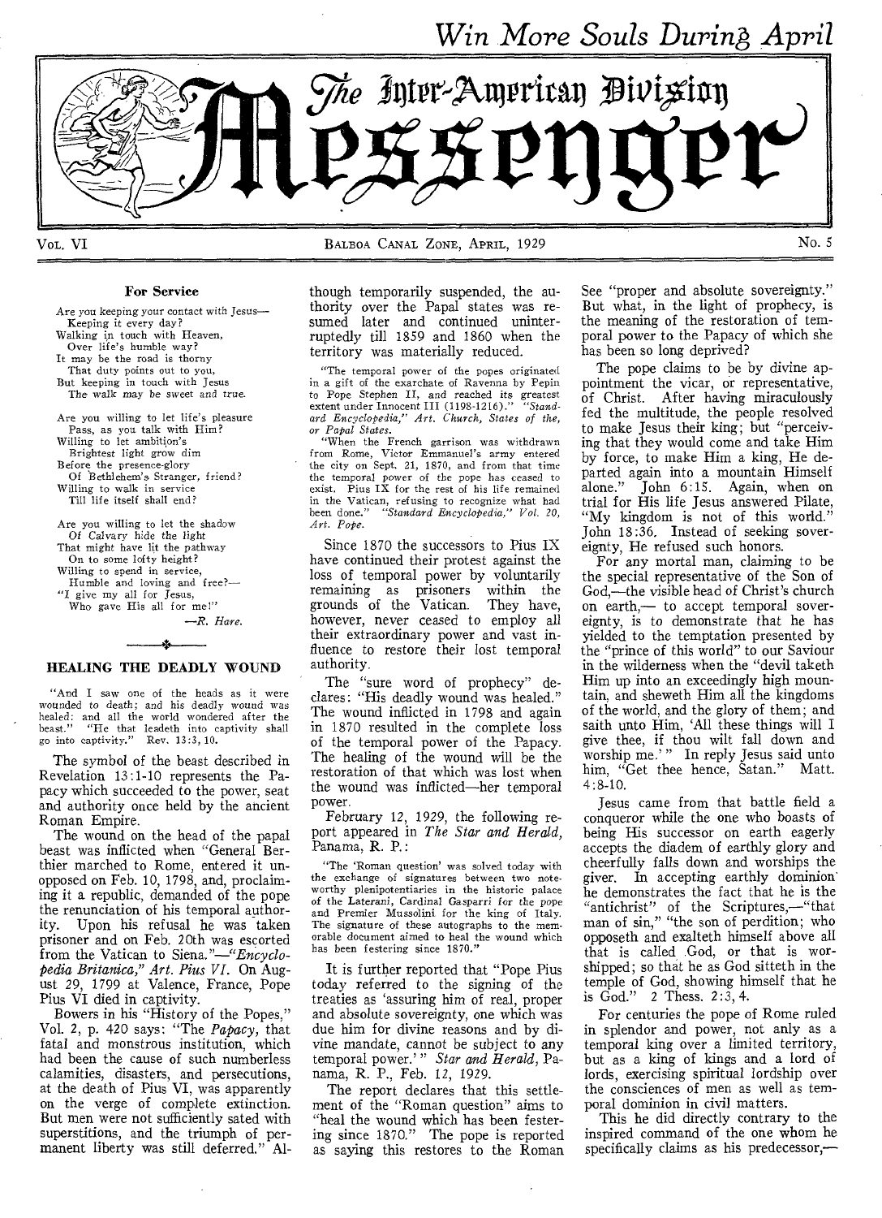*Win More Souls During April*

# The Inter-American Division Messenger

Vol. VI — Balboa Canal Zone, April, 1929 — No. 5

### For Service

Are you keeping your contact with Jesus—
  Keeping it every day?
Walking in touch with Heaven,
  Over life's humble way?
It may be the road is thorny
  That duty points out to you,
But keeping in touch with Jesus
  The walk may be sweet and true.

Are you willing to let life's pleasure
  Pass, as you talk with Him?
Willing to let ambition's
  Brightest light grow dim
Before the presence-glory
  Of Bethlehem's Stranger, friend?
Willing to walk in service
  Till life itself shall end?

Are you willing to let the shadow
  Of Calvary hide the light
That might have lit the pathway
  On to some lofty height?
Willing to spend in service,
  Humble and loving and free?—
"I give my all for Jesus,
  Who gave His all for me!"

—*R. Hare.*

## HEALING THE DEADLY WOUND

"And I saw one of the heads as it were wounded to death; and his deadly wound was healed: and all the world wondered after the beast." "He that leadeth into captivity shall go into captivity." Rev. 13:3, 10.

The symbol of the beast described in Revelation 13:1-10 represents the Papacy which succeeded to the power, seat and authority once held by the ancient Roman Empire.

The wound on the head of the papal beast was inflicted when "General Berthier marched to Rome, entered it unopposed on Feb. 10, 1798, and, proclaiming it a republic, demanded of the pope the renunciation of his temporal authority. Upon his refusal he was taken prisoner and on Feb. 20th was escorted from the Vatican to Siena."—*"Encyclopedia Britanica," Art. Pius VI.* On August 29, 1799 at Valence, France, Pope Pius VI died in captivity.

Bowers in his "History of the Popes," Vol. 2, p. 420 says: "The *Papacy,* that fatal and monstrous institution, which had been the cause of such numberless calamities, disasters, and persecutions, at the death of Pius VI, was apparently on the verge of complete extinction. But men were not sufficiently sated with superstitions, and the triumph of permanent liberty was still deferred." Although temporarily suspended, the authority over the Papal states was resumed later and continued uninterruptedly till 1859 and 1860 when the territory was materially reduced.

"The temporal power of the popes originated in a gift of the exarchate of Ravenna by Pepin to Pope Stephen II, and reached its greatest extent under Innocent III (1198-1216)." *"Standard Encyclopedia," Art. Church, States of the, or Papal States.*

"When the French garrison was withdrawn from Rome, Victor Emmanuel's army entered the city on Sept. 21, 1870, and from that time the temporal power of the pope has ceased to exist. Pius IX for the rest of his life remained in the Vatican, refusing to recognize what had been done." *"Standard Encyclopedia," Vol. 20, Art. Pope.*

Since 1870 the successors to Pius IX have continued their protest against the loss of temporal power by voluntarily remaining as prisoners within the grounds of the Vatican. They have, however, never ceased to employ all their extraordinary power and vast influence to restore their lost temporal authority.

The "sure word of prophecy" declares: "His deadly wound was healed." The wound inflicted in 1798 and again in 1870 resulted in the complete loss of the temporal power of the Papacy. The healing of the wound will be the restoration of that which was lost when the wound was inflicted—her temporal power.

February 12, 1929, the following report appeared in *The Star and Herald,* Panama, R. P.:

"The 'Roman question' was solved today with the exchange of signatures between two noteworthy plenipotentiaries in the historic palace of the Laterani, Cardinal Gasparri for the pope and Premier Mussolini for the king of Italy. The signature of these autographs to the memorable document aimed to heal the wound which has been festering since 1870."

It is further reported that "Pope Pius today referred to the signing of the treaties as 'assuring him of real, proper and absolute sovereignty, one which was due him for divine reasons and by divine mandate, cannot be subject to any temporal power.'" *Star and Herald,* Panama, R. P., Feb. 12, 1929.

The report declares that this settlement of the "Roman question" aims to "heal the wound which has been festering since 1870." The pope is reported as saying this restores to the Roman See "proper and absolute sovereignty." But what, in the light of prophecy, is the meaning of the restoration of temporal power to the Papacy of which she has been so long deprived?

The pope claims to be by divine appointment the vicar, or representative, of Christ. After having miraculously fed the multitude, the people resolved to make Jesus their king; but "perceiving that they would come and take Him by force, to make Him a king, He departed again into a mountain Himself alone." John 6:15. Again, when on trial for His life Jesus answered Pilate, "My kingdom is not of this world." John 18:36. Instead of seeking sovereignty, He refused such honors.

For any mortal man, claiming to be the special representative of the Son of God,—the visible head of Christ's church on earth,— to accept temporal sovereignty, is to demonstrate that he has yielded to the temptation presented by the "prince of this world" to our Saviour in the wilderness when the "devil taketh Him up into an exceedingly high mountain, and sheweth Him all the kingdoms of the world, and the glory of them; and saith unto Him, 'All these things will I give thee, if thou wilt fall down and worship me.'" In reply Jesus said unto him, "Get thee hence, Satan." Matt. 4:8-10.

Jesus came from that battle field a conqueror while the one who boasts of being His successor on earth eagerly accepts the diadem of earthly glory and cheerfully falls down and worships the giver. In accepting earthly dominion he demonstrates the fact that he is the "antichrist" of the Scriptures,—"that man of sin," "the son of perdition; who opposeth and exalteth himself above all that is called God, or that is worshipped; so that he as God sitteth in the temple of God, showing himself that he is God." 2 Thess. 2:3, 4.

For centuries the pope of Rome ruled in splendor and power, not anly as a temporal king over a limited territory, but as a king of kings and a lord of lords, exercising spiritual lordship over the consciences of men as well as temporal dominion in civil matters.

This he did directly contrary to the inspired command of the one whom he specifically claims as his predecessor,—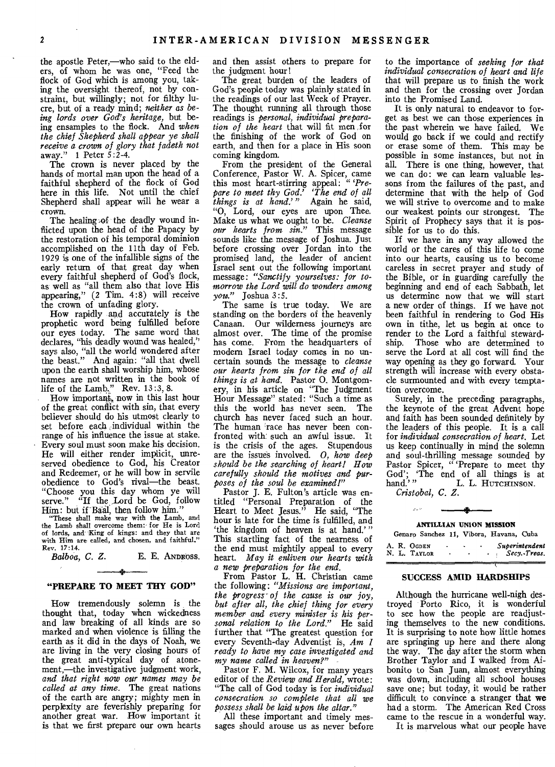the apostle Peter,—who said to the elders, of whom he was one, "Feed the flock of God which is among you, taking the oversight thereof, not by constraint, but willingly; not for filthy lucre, but of a ready mind; *neither as being lords over God's heritage,* but being ensamples to the flock. And *when the chief Shepherd shall appear ye shall receive a crown of glory that fadeth not* away." 1 Peter 5:2-4.

The crown is never placed by the hands of mortal man upon the head of a faithful shepherd of the flock of God here in this life. Not until the chief Shepherd shall appear will he wear a crown.

The healing of the deadly wound inflicted upon the head of the Papacy by the restoration of his temporal dominion accomplished on the 11th day of Feb. 1929 is one of the infallible signs of the early return of that great day when every faithful shepherd of God's flock, as well as "all them also that love His appearing," (2 Tim. 4:8) will receive the crown of unfading glory.

How rapidly and accurately is the prophetic word being fulfilled before our eyes today. The same word that declares, "his deadly wound was healed," says also, "all the world wondered after the beast." And again: "all that dwell upon the earth shall worship him, whose names are not written in the book of life of the Lamb." Rev. 13:3, 8.

How important, now in this last hour of the great conflict with sin, that every believer should do his utmost clearly to set before each individual within the range of his influence the issue at stake. Every soul must soon make his decision. He will either render implicit, unreserved obedience to God, his Creator and Redeemer, or he will bow in servile obedience to God's rival—the beast. "Choose you this day whom ye will serve." "If the Lord be God, follow Him: but if Baal, then follow him."

"These shall make war with the Lamb, and the Lamb shall overcome them: for He is Lord of lords, and King of kings: and they that are with Him are called, and chosen, and faithful." Rev. 17:14.

*Balboa, C. Z.* E. E. ANDROSS.

## "PREPARE TO MEET THY GOD"

How tremendously solemn is the thought that, today when wickedness and law breaking of all kinds are so marked and when violence is filling the earth as it did in the days of Noah, we are living in the very closing hours of the great anti-typical day of atonement,—the investigative judgment work, *and that right now our names may be called at any time.* The great nations of the earth are angry; mighty men in perplexity are feverishly preparing for another great war. How important it is that we first prepare our own hearts and then assist others to prepare for the judgment hour!

The great burden of the leaders of God's people today was plainly stated in the readings of our last Week of Prayer. The thought running all through those readings is *personal, individual preparation of the heart* that will fit men for the finishing of the work of God on earth, and then for a place in His soon coming kingdom.

From the president of the General Conference, Pastor W. A. Spicer, came this most heart-stirring appeal: "*'Prepare to meet thy God.' 'The end of all things is at hand.'*" Again he said, "O, Lord, our eyes are upon Thee. Make us what we ought to be. *Cleanse our hearts from sin.*" This message sounds like the message of Joshua. Just before crossing over Jordan into the promised land, the leader of ancient Israel sent out the following important message: *"Sanctify yourselves: for tomorrow the Lord will do wonders among you."* Joshua 3:5.

The same is true today. We are standing on the borders of the heavenly Canaan. Our wilderness journeys are almost over. The time of the promise has come. From the headquarters of modern Israel today comes in no uncertain sounds the message to *cleanse our hearts from sin for the end of all things is at hand.* Pastor O. Montgomery, in his article on "The Judgment Hour Message" stated: "Such a time as this the world has never seen. The church has never faced such an hour. The human race has never been confronted with such an awful issue. It is the crisis of the ages. Stupendous are the issues involved. *O, how deep should be the searching of heart! How carefully should the motives and purposes of the soul be examined!*"

Pastor J. E. Fulton's article was entitled "Personal Preparation of the Heart to Meet Jesus." He said, "The hour is late for the time is fulfilled, and 'the kingdom of heaven is at hand.'" This startling fact of the nearness of the end must mightily appeal to every heart. *May it enliven our hearts with a new preparation for the end.*

From Pastor L. H. Christian came the following: *"Missions are important, the progress of the cause is our joy, but after all, the chief thing for every member and every minister is his personal relation to the Lord."* He said further that "The greatest question for every Seventh-day Adventist is, *Am I ready to have my case investigated and my name called in heaven?*"

Pastor F. M. Wilcox, for many years editor of the *Review and Herald,* wrote: "The call of God today is for *individual consecration so complete that all we possess shall be laid upon the altar.*"

All these important and timely messages should arouse us as never before to the importance of *seeking for that individual consecration of heart and life* that will prepare us to finish the work and then for the crossing over Jordan into the Promised Land.

It is only natural to endeavor to forget as best we can those experiences in the past wherein we have failed. We would go back if we could and rectify or erase some of them. This may be possible in some instances, but not in all. There is one thing, however, that we can do: we can learn valuable lessons from the failures of the past, and determine that with the help of God we will strive to overcome and to make our weakest points our strongest. The Spirit of Prophecy says that it is possible for us to do this.

If we have in any way allowed the world or the cares of this life to come into our hearts, causing us to become careless in secret prayer and study of the Bible, or in guarding carefully the beginning and end of each Sabbath, let us determine now that we will start a new order of things. If we have not been faithful in rendering to God His own in tithe, let us begin at once to render to the Lord a faithful stewardship. Those who are determined to serve the Lord at all cost will find the way opening as they go forward. Your strength will increase with every obstacle surmounted and with every temptation overcome.

Surely, in the preceding paragraphs, the keynote of the great Advent hope and faith has been sounded definitely by the leaders of this people. It is a call for *individual consecration of heart.* Let us keep continually in mind the solemn and soul-thrilling message sounded by Pastor Spicer, "'Prepare to meet thy God'; 'The end of all things is at hand.'" L. L. HUTCHINSON.

*Cristobal, C. Z.*

---

**ANTILLIAN UNION MISSION**
Genaro Sanchez 11, Vibora, Havana, Cuba

A. R. OGDEN . . . *Superintendent*
N. L. TAYLOR . . . *Secy.-Treas.*

## SUCCESS AMID HARDSHIPS

Although the hurricane well-nigh destroyed Porto Rico, it is wonderful to see how the people are readjusting themselves to the new conditions. It is surprising to note how little homes are springing up here and there along the way. The day after the storm when Brother Taylor and I walked from Aibonito to San Juan, almost everything was down, including all school houses save one; but today, it would be rather difficult to convince a stranger that we had a storm. The American Red Cross came to the rescue in a wonderful way.

It is marvelous what our people have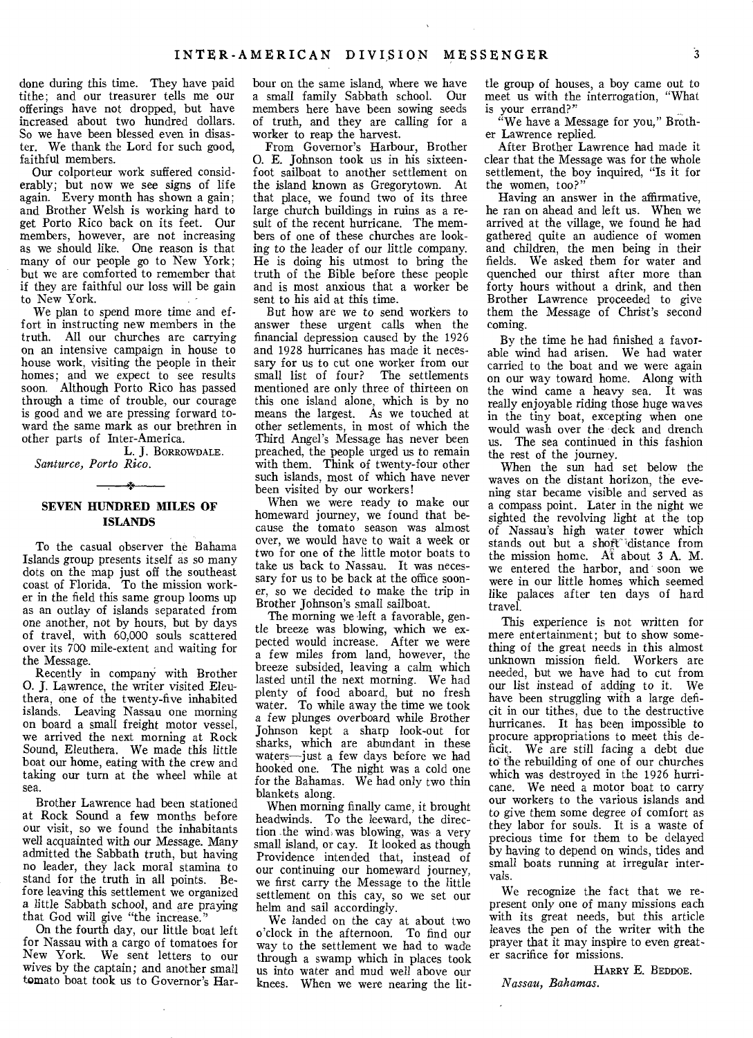done during this time. They have paid tithe; and our treasurer tells me our offerings have not dropped, but have increased about two hundred dollars. So we have been blessed even in disaster. We thank the Lord for such good, faithful members.

Our colporteur work suffered considerably; but now we see signs of life again. Every month has shown a gain; and Brother Welsh is working hard to get Porto Rico back on its feet. Our members, however, are not increasing as we should like. One reason is that many of our people go to New York; but we are comforted to remember that if they are faithful our loss will be gain to New York.

We plan to spend more time and effort in instructing new members in the truth. All our churches are carrying on an intensive campaign in house to house work, visiting the people in their homes; and we expect to see results soon. Although Porto Rico has passed through a time of trouble, our courage is good and we are pressing forward toward the same mark as our brethren in other parts of Inter-America.

L. J. BORROWDALE.
*Santurce, Porto Rico.*

## SEVEN HUNDRED MILES OF ISLANDS

To the casual observer the Bahama Islands group presents itself as so many dots on the map just off the southeast coast of Florida. To the mission worker in the field this same group looms up as an outlay of islands separated from one another, not by hours, but by days of travel, with 60,000 souls scattered over its 700 mile-extent and waiting for the Message.

Recently in company with Brother O. J. Lawrence, the writer visited Eleuthera, one of the twenty-five inhabited islands. Leaving Nassau one morning on board a small freight motor vessel, we arrived the next morning at Rock Sound, Eleuthera. We made this little boat our home, eating with the crew and taking our turn at the wheel while at sea.

Brother Lawrence had been stationed at Rock Sound a few months before our visit, so we found the inhabitants well acquainted with our Message. Many admitted the Sabbath truth, but having no leader, they lack moral stamina to stand for the truth in all points. Before leaving this settlement we organized a little Sabbath school, and are praying that God will give "the increase."

On the fourth day, our little boat left for Nassau with a cargo of tomatoes for New York. We sent letters to our wives by the captain; and another small tomato boat took us to Governor's Harbour on the same island, where we have a small family Sabbath school. Our members here have been sowing seeds of truth, and they are calling for a worker to reap the harvest.

From Governor's Harbour, Brother O. E. Johnson took us in his sixteen-foot sailboat to another settlement on the island known as Gregorytown. At that place, we found two of its three large church buildings in ruins as a result of the recent hurricane. The members of one of these churches are looking to the leader of our little company. He is doing his utmost to bring the truth of the Bible before these people and is most anxious that a worker be sent to his aid at this time.

But how are we to send workers to answer these urgent calls when the financial depression caused by the 1926 and 1928 hurricanes has made it necessary for us to cut one worker from our small list of four? The settlements mentioned are only three of thirteen on this one island alone, which is by no means the largest. As we touched at other setlements, in most of which the Third Angel's Message has never been preached, the people urged us to remain with them. Think of twenty-four other such islands, most of which have never been visited by our workers!

When we were ready to make our homeward journey, we found that because the tomato season was almost over, we would have to wait a week or two for one of the little motor boats to take us back to Nassau. It was necessary for us to be back at the office sooner, so we decided to make the trip in Brother Johnson's small sailboat.

The morning we left a favorable, gentle breeze was blowing, which we expected would increase. After we were a few miles from land, however, the breeze subsided, leaving a calm which lasted until the next morning. We had plenty of food aboard, but no fresh water. To while away the time we took a few plunges overboard while Brother Johnson kept a sharp look-out for sharks, which are abundant in these waters—just a few days before we had hooked one. The night was a cold one for the Bahamas. We had only two thin blankets along.

When morning finally came, it brought headwinds. To the leeward, the direction the wind was blowing, was a very small island, or cay. It looked as though Providence intended that, instead of our continuing our homeward journey, we first carry the Message to the little settlement on this cay, so we set our helm and sail accordingly.

We landed on the cay at about two o'clock in the afternoon. To find our way to the settlement we had to wade through a swamp which in places took us into water and mud well above our knees. When we were nearing the little group of houses, a boy came out to meet us with the interrogation, "What is your errand?"

"We have a Message for you," Brother Lawrence replied.

After Brother Lawrence had made it clear that the Message was for the whole settlement, the boy inquired, "Is it for the women, too?"

Having an answer in the affirmative, he ran on ahead and left us. When we arrived at the village, we found he had gathered quite an audience of women and children, the men being in their fields. We asked them for water and quenched our thirst after more than forty hours without a drink, and then Brother Lawrence proceeded to give them the Message of Christ's second coming.

By the time he had finished a favorable wind had arisen. We had water carried to the boat and we were again on our way toward home. Along with the wind came a heavy sea. It was really enjoyable riding those huge waves in the tiny boat, excepting when one would wash over the deck and drench us. The sea continued in this fashion the rest of the journey.

When the sun had set below the waves on the distant horizon, the evening star became visible and served as a compass point. Later in the night we sighted the revolving light at the top of Nassau's high water tower which stands out but a short distance from the mission home. At about 3 A. M. we entered the harbor, and soon we were in our little homes which seemed like palaces after ten days of hard travel.

This experience is not written for mere entertainment; but to show something of the great needs in this almost unknown mission field. Workers are needed, but we have had to cut from our list instead of adding to it. We have been struggling with a large deficit in our tithes, due to the destructive hurricanes. It has been impossible to procure appropriations to meet this deficit. We are still facing a debt due to the rebuilding of one of our churches which was destroyed in the 1926 hurricane. We need a motor boat to carry our workers to the various islands and to give them some degree of comfort as they labor for souls. It is a waste of precious time for them to be delayed by having to depend on winds, tides and small boats running at irregular intervals.

We recognize the fact that we represent only one of many missions each with its great needs, but this article leaves the pen of the writer with the prayer that it may inspire to even greater sacrifice for missions.

HARRY E. BEDDOE.
*Nassau, Bahamas.*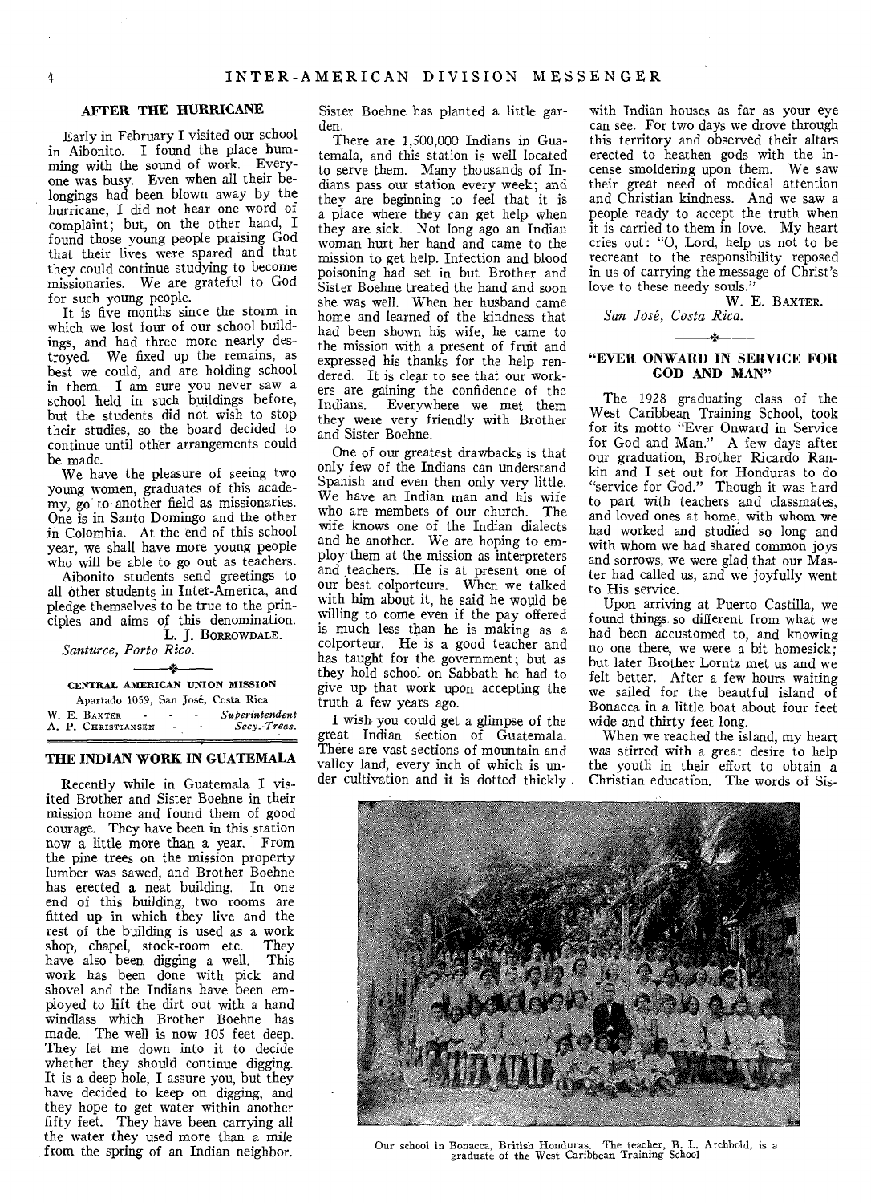## AFTER THE HURRICANE

Early in February I visited our school in Aibonito. I found the place humming with the sound of work. Everyone was busy. Even when all their belongings had been blown away by the hurricane, I did not hear one word of complaint; but, on the other hand, I found those young people praising God that their lives were spared and that they could continue studying to become missionaries. We are grateful to God for such young people.

It is five months since the storm in which we lost four of our school buildings, and had three more nearly destroyed. We fixed up the remains, as best we could, and are holding school in them. I am sure you never saw a school held in such buildings before, but the students did not wish to stop their studies, so the board decided to continue until other arrangements could be made.

We have the pleasure of seeing two young women, graduates of this academy, go to another field as missionaries. One is in Santo Domingo and the other in Colombia. At the end of this school year, we shall have more young people who will be able to go out as teachers.

Aibonito students send greetings to all other students in Inter-America, and pledge themselves to be true to the principles and aims of this denomination.

L. J. BORROWDALE.

*Santurce, Porto Rico.*

---

**CENTRAL AMERICAN UNION MISSION**

Apartado 1059, San José, Costa Rica

W. E. BAXTER - - - *Superintendent*
A. P. CHRISTIANSEN - - *Secy.-Treas.*

## THE INDIAN WORK IN GUATEMALA

Recently while in Guatemala I visited Brother and Sister Boehne in their mission home and found them of good courage. They have been in this station now a little more than a year. From the pine trees on the mission property lumber was sawed, and Brother Boehne has erected a neat building. In one end of this building, two rooms are fitted up in which they live and the rest of the building is used as a work shop, chapel, stock-room etc. They have also been digging a well. This work has been done with pick and shovel and the Indians have been employed to lift the dirt out with a hand windlass which Brother Boehne has made. The well is now 105 feet deep. They let me down into it to decide whether they should continue digging. It is a deep hole, I assure you, but they have decided to keep on digging, and they hope to get water within another fifty feet. They have been carrying all the water they used more than a mile from the spring of an Indian neighbor. Sister Boehne has planted a little garden.

There are 1,500,000 Indians in Guatemala, and this station is well located to serve them. Many thousands of Indians pass our station every week; and they are beginning to feel that it is a place where they can get help when they are sick. Not long ago an Indian woman hurt her hand and came to the mission to get help. Infection and blood poisoning had set in but Brother and Sister Boehne treated the hand and soon she was well. When her husband came home and learned of the kindness that had been shown his wife, he came to the mission with a present of fruit and expressed his thanks for the help rendered. It is clear to see that our workers are gaining the confidence of the Indians. Everywhere we met them they were very friendly with Brother and Sister Boehne.

One of our greatest drawbacks is that only few of the Indians can understand Spanish and even then only very little. We have an Indian man and his wife who are members of our church. The wife knows one of the Indian dialects and he another. We are hoping to employ them at the mission as interpreters and teachers. He is at present one of our best colporteurs. When we talked with him about it, he said he would be willing to come even if the pay offered is much less than he is making as a colporteur. He is a good teacher and has taught for the government; but as they hold school on Sabbath he had to give up that work upon accepting the truth a few years ago.

I wish you could get a glimpse of the great Indian section of Guatemala. There are vast sections of mountain and valley land, every inch of which is under cultivation and it is dotted thickly with Indian houses as far as your eye can see. For two days we drove through this territory and observed their altars erected to heathen gods with the incense smoldering upon them. We saw their great need of medical attention and Christian kindness. And we saw a people ready to accept the truth when it is carried to them in love. My heart cries out: "O, Lord, help us not to be recreant to the responsibility reposed in us of carrying the message of Christ's love to these needy souls."

W. E. BAXTER.

*San José, Costa Rica.*

---

## "EVER ONWARD IN SERVICE FOR GOD AND MAN"

The 1928 graduating class of the West Caribbean Training School, took for its motto "Ever Onward in Service for God and Man." A few days after our graduation, Brother Ricardo Rankin and I set out for Honduras to do "service for God." Though it was hard to part with teachers and classmates, and loved ones at home, with whom we had worked and studied so long and with whom we had shared common joys and sorrows, we were glad that our Master had called us, and we joyfully went to His service.

Upon arriving at Puerto Castilla, we found things so different from what we had been accustomed to, and knowing no one there, we were a bit homesick; but later Brother Lorntz met us and we felt better. After a few hours waiting we sailed for the beautiful island of Bonacca in a little boat about four feet wide and thirty feet long.

When we reached the island, my heart was stirred with a great desire to help the youth in their effort to obtain a Christian education. The words of Sis-

Our school in Bonacca, British Honduras. The teacher, B. L. Archbold, is a graduate of the West Caribbean Training School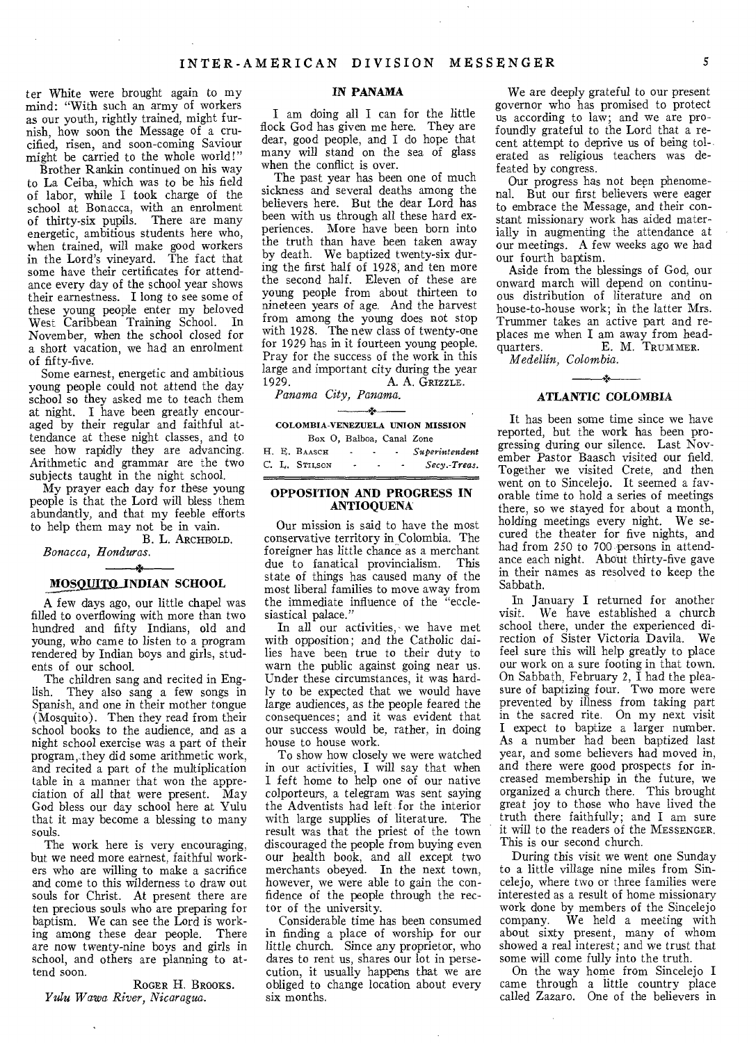ter White were brought again to my mind: "With such an army of workers as our youth, rightly trained, might furnish, how soon the Message of a crucified, risen, and soon-coming Saviour might be carried to the whole world!"

Brother Rankin continued on his way to La Ceiba, which was to be his field of labor, while I took charge of the school at Bonacca, with an enrolment of thirty-six pupils. There are many energetic, ambitious students here who, when trained, will make good workers in the Lord's vineyard. The fact that some have their certificates for attendance every day of the school year shows their earnestness. I long to see some of these young people enter my beloved West Caribbean Training School. In November, when the school closed for a short vacation, we had an enrolment of fifty-five.

Some earnest, energetic and ambitious young people could not attend the day school so they asked me to teach them at night. I have been greatly encouraged by their regular and faithful attendance at these night classes, and to see how rapidly they are advancing. Arithmetic and grammar are the two subjects taught in the night school.

My prayer each day for these young people is that the Lord will bless them abundantly, and that my feeble efforts to help them may not be in vain.

B. L. ARCHBOLD.

*Bonacca, Honduras.*

## MOSQUITO INDIAN SCHOOL

A few days ago, our little chapel was filled to overflowing with more than two hundred and fifty Indians, old and young, who came to listen to a program rendered by Indian boys and girls, students of our school.

The children sang and recited in English. They also sang a few songs in Spanish, and one in their mother tongue (Mosquito). Then they read from their school books to the audience, and as a night school exercise was a part of their program, they did some arithmetic work, and recited a part of the multiplication table in a manner that won the appreciation of all that were present. May God bless our day school here at Yulu that it may become a blessing to many souls.

The work here is very encouraging, but we need more earnest, faithful workers who are willing to make a sacrifice and come to this wilderness to draw out souls for Christ. At present there are ten precious souls who are preparing for baptism. We can see the Lord is working among these dear people. There are now twenty-nine boys and girls in school, and others are planning to attend soon.

ROGER H. BROOKS.

*Yulu Wawa River, Nicaragua.*

## IN PANAMA

I am doing all I can for the little flock God has given me here. They are dear, good people, and I do hope that many will stand on the sea of glass when the conflict is over.

The past year has been one of much sickness and several deaths among the believers here. But the dear Lord has been with us through all these hard experiences. More have been born into the truth than have been taken away by death. We baptized twenty-six during the first half of 1928, and ten more the second half. Eleven of these are young people from about thirteen to nineteen years of age. And the harvest from among the young does not stop with 1928. The new class of twenty-one for 1929 has in it fourteen young people. Pray for the success of the work in this large and important city during the year 1929.

A. A. GRIZZLE.

*Panama City, Panama.*

**COLOMBIA-VENEZUELA UNION MISSION**

Box O, Balboa, Canal Zone

H. E. BAASCH - - - *Superintendent*
C. L. STILSON - - - *Secy.-Treas.*

## OPPOSITION AND PROGRESS IN ANTIOQUENA

Our mission is said to have the most conservative territory in Colombia. The foreigner has little chance as a merchant due to fanatical provincialism. This state of things has caused many of the most liberal families to move away from the immediate influence of the "ecclesiastical palace."

In all our activities, we have met with opposition; and the Catholic dailies have been true to their duty to warn the public against going near us. Under these circumstances, it was hardly to be expected that we would have large audiences, as the people feared the consequences; and it was evident that our success would be, rather, in doing house to house work.

To show how closely we were watched in our activities, I will say that when I left home to help one of our native colporteurs, a telegram was sent saying the Adventists had left for the interior with large supplies of literature. The result was that the priest of the town discouraged the people from buying even our health book, and all except two merchants obeyed. In the next town, however, we were able to gain the confidence of the people through the rector of the university.

Considerable time has been consumed in finding a place of worship for our little church. Since any proprietor, who dares to rent us, shares our lot in persecution, it usually happens that we are obliged to change location about every six months.

We are deeply grateful to our present governor who has promised to protect us according to law; and we are profoundly grateful to the Lord that a recent attempt to deprive us of being tolerated as religious teachers was defeated by congress.

Our progress has not been phenomenal. But our first believers were eager to embrace the Message, and their constant missionary work has aided materially in augmenting the attendance at our meetings. A few weeks ago we had our fourth baptism.

Aside from the blessings of God, our onward march will depend on continuous distribution of literature and on house-to-house work; in the latter Mrs. Trummer takes an active part and replaces me when I am away from headquarters.

E. M. TRUMMER.

*Medellín, Colombia.*

## ATLANTIC COLOMBIA

It has been some time since we have reported, but the work has been progressing during our silence. Last November Pastor Baasch visited our field. Together we visited Crete, and then went on to Sincelejo. It seemed a favorable time to hold a series of meetings there, so we stayed for about a month, holding meetings every night. We secured the theater for five nights, and had from 250 to 700 persons in attendance each night. About thirty-five gave in their names as resolved to keep the Sabbath.

In January I returned for another visit. We have established a church school there, under the experienced direction of Sister Victoria Davila. We feel sure this will help greatly to place our work on a sure footing in that town. On Sabbath, February 2, I had the pleasure of baptizing four. Two more were prevented by illness from taking part in the sacred rite. On my next visit I expect to baptize a larger number. As a number had been baptized last year, and some believers had moved in, and there were good prospects for increased membership in the future, we organized a church there. This brought great joy to those who have lived the truth there faithfully; and I am sure it will to the readers of the MESSENGER. This is our second church.

During this visit we went one Sunday to a little village nine miles from Sincelejo, where two or three families were interested as a result of home missionary work done by members of the Sincelejo company. We held a meeting with about sixty present, many of whom showed a real interest; and we trust that some will come fully into the truth.

On the way home from Sincelejo I came through a little country place called Zazaro. One of the believers in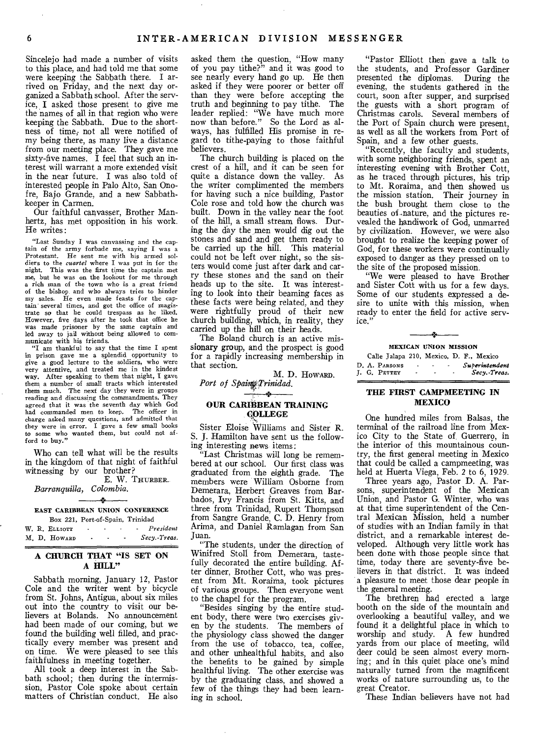Sincelejo had made a number of visits to this place, and had told me that some were keeping the Sabbath there. I arrived on Friday, and the next day organized a Sabbath school. After the service, I asked those present to give me the names of all in that region who were keeping the Sabbath. Due to the shortness of time, not all were notified of my being there, as many live a distance from our meeting place. They gave me sixty-five names. I feel that such an interest will warrant a more extended visit in the near future. I was also told of interested people in Palo Alto, San Onofre, Bajo Grande, and a new Sabbath-keeper in Carmen.

Our faithful canvasser, Brother Manhertz, has met opposition in his work. He writes:

> "Last Sunday I was canvassing and the captain of the army forbade me, saying I was a Protestant. He sent me with his armed soldiers to the *cuartel* where I was put in for the night. This was the first time the captain met me, but he was on the lookout for me through a rich man of the town who is a great friend of the bishop and who always tries to hinder my sales. He even made feasts for the captain several times, and got the office of magistrate so that he could trespass as he liked. However, five days after he took that office he was made prisoner by the same captain and led away to jail without being allowed to communicate with his friends.
>
> "I am thankful to say that the time I spent in prison gave me a splendid opportunity to give a good lecture to the soldiers, who were very attentive, and treated me in the kindest way. After speaking to them that night, I gave them a number of small tracts which interested them much. The next day they were in groups reading and discussing the commandments. They agreed that it was the seventh day which God had commanded men to keep. The officer in charge asked many questions, and admitted that they were in error. I gave a few small books to some who wanted them, but could not afford to buy."

Who can tell what will be the results in the kingdom of that night of faithful witnessing by our brother?

E. W. THURBER.

*Barranquilla, Colombia.*

---

**EAST CARIBBEAN UNION CONFERENCE**

Box 221, Port-of-Spain, Trinidad

W. R. ELLIOTT - - - - *President*
M. D. HOWARD - - - *Secy.-Treas.*

## A CHURCH THAT "IS SET ON A HILL"

Sabbath morning, January 12, Pastor Cole and the writer went by bicycle from St. Johns, Antigua, about six miles out into the country to visit our believers at Bolands. No announcement had been made of our coming, but we found the building well filled, and practically every member was present and on time. We were pleased to see this faithfulness in meeting together.

All took a deep interest in the Sabbath school; then during the intermission, Pastor Cole spoke about certain matters of Christian conduct. He also asked them the question, "How many of you pay tithe?" and it was good to see nearly every hand go up. He then asked if they were poorer or better off than they were before accepting the truth and beginning to pay tithe. The leader replied: "We have much more now than before." So the Lord as always, has fulfilled His promise in regard to tithe-paying to those faithful believers.

The church building is placed on the crest of a hill, and it can be seen for quite a distance down the valley. As the writer complimented the members for having such a nice building, Pastor Cole rose and told how the church was built. Down in the valley near the foot of the hill, a small stream flows. During the day the men would dig out the stones and sand and get them ready to be carried up the hill. This material could not be left over night, so the sisters would come just after dark and carry these stones and the sand on their heads up to the site. It was interesting to look into their beaming faces as these facts were being related, and they were rightfully proud of their new church building, which, in reality, they carried up the hill on their heads.

The Boland church is an active missionary group, and the prospect is good for a rapidly increasing membership in that section.

M. D. HOWARD.

*Port of Spain, Trinidad.*

## OUR CARIBBEAN TRAINING COLLEGE

Sister Eloise Williams and Sister R. S. J. Hamilton have sent us the following interesting news items:

"Last Christmas will long be remembered at our school. Our first class was graduated from the eighth grade. The members were William Osborne from Demerara, Herbert Greaves from Barbados, Ivy Francis from St. Kitts, and three from Trinidad, Rupert Thompson from Sangre Grande, C. D. Henry from Arima, and Daniel Ramlagan from San Juan.

"The students, under the direction of Winifred Stoll from Demerara, tastefully decorated the entire building. After dinner, Brother Cott, who was present from Mt. Roraima, took pictures of various groups. Then everyone went to the chapel for the program.

"Besides singing by the entire student body, there were two exercises given by the students. The members of the physiology class showed the danger from the use of tobacco, tea, coffee, and other unhealthful habits, and also the benefits to be gained by simple healthful living. The other exercise was by the graduating class, and showed a few of the things they had been learning in school.

"Pastor Elliott then gave a talk to the students, and Professor Gardiner presented the diplomas. During the evening, the students gathered in the court, soon after supper, and surprised the guests with a short program of Christmas carols. Several members of the Port of Spain church were present, as well as all the workers from Port of Spain, and a few other guests.

"Recently, the faculty and students, with some neighboring friends, spent an interesting evening with Brother Cott, as he traced through pictures, his trip to Mt. Roraima, and then showed us the mission station. Their journey in the bush brought them close to the beauties of nature, and the pictures revealed the handiwork of God, unmarred by civilization. However, we were also brought to realize the keeping power of God, for these workers were continually exposed to danger as they pressed on to the site of the proposed mission.

"We were pleased to have Brother and Sister Cott with us for a few days. Some of our students expressed a desire to unite with this mission, when ready to enter the field for active service."

---

**MEXICAN UNION MISSION**

Calle Jalapa 210, Mexico, D. F., Mexico

D. A. PARSONS - - - *Superintendent*
J. G. PETTEY - - - *Secy.-Treas.*

## THE FIRST CAMPMEETING IN MEXICO

One hundred miles from Balsas, the terminal of the railroad line from Mexico City to the State of Guerrero, in the interior of this mountainous country, the first general meeting in Mexico that could be called a campmeeting, was held at Huerta Viega, Feb. 2 to 6, 1929.

Three years ago, Pastor D. A. Parsons, superintendent of the Mexican Union, and Pastor G. Winter, who was at that time superintendent of the Central Mexican Mission, held a number of studies with an Indian family in that district, and a remarkable interest developed. Although very little work has been done with those people since that time, today there are seventy-five believers in that district. It was indeed a pleasure to meet those dear people in the general meeting.

The brethren had erected a large booth on the side of the mountain and overlooking a beautiful valley, and we found it a delightful place in which to worship and study. A few hundred yards from our place of meeting, wild deer could be seen almost every morning; and in this quiet place one's mind naturally turned from the magnificent works of nature surrounding us, to the great Creator.

These Indian believers have not had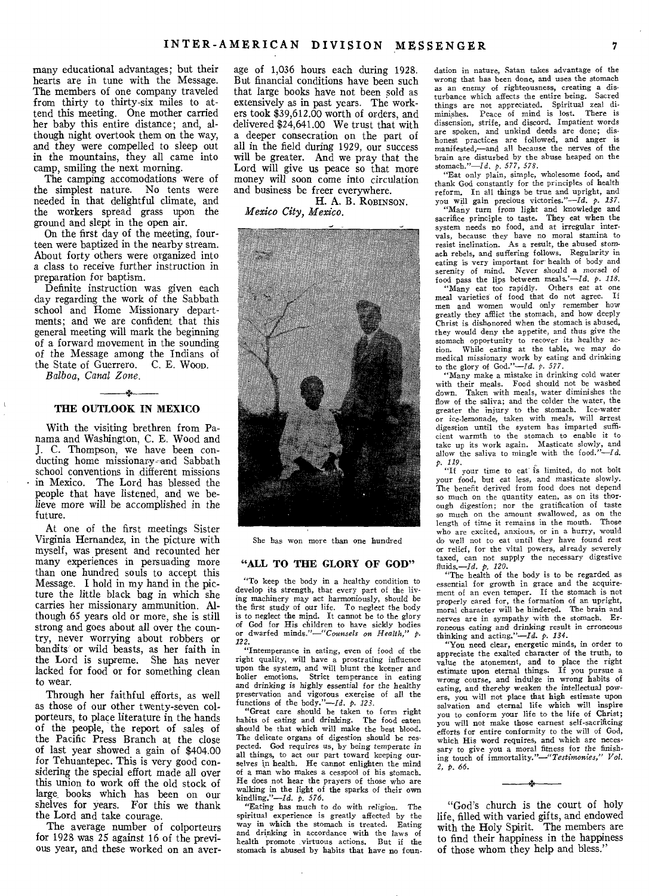many educational advantages; but their hearts are in tune with the Message. The members of one company traveled from thirty to thirty-six miles to attend this meeting. One mother carried her baby this entire distance; and, although night overtook them on the way, and they were compelled to sleep out in the mountains, they all came into camp, smiling the next morning.

The camping accomodations were of the simplest nature. No tents were needed in that delightful climate, and the workers spread grass upon the ground and slept in the open air.

On the first day of the meeting, fourteen were baptized in the nearby stream. About forty others were organized into a class to receive further instruction in preparation for baptism.

Definite instruction was given each day regarding the work of the Sabbath school and Home Missionary departments; and we are confident that this general meeting will mark the beginning of a forward movement in the sounding of the Message among the Indians of the State of Guerrero. C. E. WOOD.

*Balboa, Canal Zone.*

## THE OUTLOOK IN MEXICO

With the visiting brethren from Panama and Washington, C. E. Wood and J. C. Thompson, we have been conducting home missionary and Sabbath school conventions in different missions in Mexico. The Lord has blessed the people that have listened, and we believe more will be accomplished in the future.

At one of the first meetings Sister Virginia Hernandez, in the picture with myself, was present and recounted her many experiences in persuading more than one hundred souls to accept this Message. I hold in my hand in the picture the little black bag in which she carries her missionary ammunition. Although 65 years old or more, she is still strong and goes about all over the country, never worrying about robbers or bandits or wild beasts, as her faith in the Lord is supreme. She has never lacked for food or for something clean to wear.

Through her faithful efforts, as well as those of our other twenty-seven colporteurs, to place literature in the hands of the people, the report of sales of the Pacific Press Branch at the close of last year showed a gain of $404.00 for Tehuantepec. This is very good considering the special effort made all over this union to work off the old stock of large books which has been on our shelves for years. For this we thank the Lord and take courage.

The average number of colporteurs for 1928 was 25 against 16 of the previous year, and these worked on an average of 1,036 hours each during 1928. But financial conditions have been such that large books have not been sold as extensively as in past years. The workers took $39,612.00 worth of orders, and delivered $24,641.00 We trust that with a deeper consecration on the part of all in the field during 1929, our success will be greater. And we pray that the Lord will give us peace so that more money will soon come into circulation and business be freer everywhere.

H. A. B. ROBINSON.

*Mexico City, Mexico.*

She has won more than one hundred

## "ALL TO THE GLORY OF GOD"

"To keep the body in a healthy condition to develop its strength, that every part of the living machinery may act harmoniously, should be the first study of our life. To neglect the body is to neglect the mind. It cannot be to the glory of God for His children to have sickly bodies or dwarfed minds."—*"Counsels on Health," p. 122.*

"Intemperance in eating, even of food of the right quality, will have a prostrating influence upon the system, and will blunt the keener and holier emotions. Strict temperance in eating and drinking is highly essential for the healthy preservation and vigorous exercise of all the functions of the body."—*Id. p. 123.*

"Great care should be taken to form right habits of eating and drinking. The food eaten should be that which will make the best blood. The delicate organs of digestion should be respected. God requires us, by being temperate in all things, to act our part toward keeping ourselves in health. He cannot enlighten the mind of a man who makes a cesspool of his stomach. He does not hear the prayers of those who are walking in the light of the sparks of their own kindling."—*Id. p. 576.*

"Eating has much to do with religion. The spiritual experience is greatly affected by the way in which the stomach is treated. Eating and drinking in accordance with the laws of health promote virtuous actions. But if the stomach is abused by habits that have no foundation in nature, Satan takes advantage of the wrong that has been done, and uses the stomach as an enemy of righteousness, creating a disturbance which affects the entire being. Sacred things are not appreciated. Spiritual zeal diminishes. Peace of mind is lost. There is dissension, strife, and discord. Impatient words are spoken, and unkind deeds are done; dishonest practices are followed, and anger is manifested,—and all because the nerves of the brain are disturbed by the abuse heaped on the stomach."—*Id. p. 577, 578.*

"Eat only plain, simple, wholesome food, and thank God constantly for the principles of health reform. In all things be true and upright, and you will gain precious victories."—*Id. p. 137.*

"Many turn from light and knowledge and sacrifice principle to taste. They eat when the system needs no food, and at irregular intervals, because they have no moral stamina to resist inclination. As a result, the abused stomach rebels, and suffering follows. Regularity in eating is very important for health of body and serenity of mind. Never should a morsel of food pass the lips between meals."—*Id. p. 118.*

"Many eat too rapidly. Others eat at one meal varieties of food that do not agree. If men and women would only remember how greatly they afflict the stomach, and how deeply Christ is dishonored when the stomach is abused, they would deny the appetite, and thus give the stomach opportunity to recover its healthy action. While eating at the table, we may do medical missionary work by eating and drinking to the glory of God."—*Id. p. 577.*

"Many make a mistake in drinking cold water with their meals. Food should not be washed down. Taken with meals, water diminishes the flow of the saliva; and the colder the water, the greater the injury to the stomach. Ice-water or ice-lemonade, taken with meals, will arrest digestion until the system has imparted sufficient warmth to the stomach to enable it to take up its work again. Masticate slowly, and allow the saliva to mingle with the food."—*Id. p. 119.*

"If your time to eat is limited, do not bolt your food, but eat less, and masticate slowly. The benefit derived from food does not depend so much on the quantity eaten, as on its thorough digestion; nor the gratification of taste so much on the amount swallowed, as on the length of time it remains in the mouth. Those who are excited, anxious, or in a hurry, would do well not to eat until they have found rest or relief, for the vital powers, already severely taxed, can not supply the necessary digestive fluids.—*Id. p. 120.*

"The health of the body is to be regarded as essential for growth in grace and the acquirement of an even temper. If the stomach is not properly cared for, the formation of an upright, moral character will be hindered. The brain and nerves are in sympathy with the stomach. Erroneous eating and drinking result in erroneous thinking and acting."—*Id. p. 134.*

"You need clear, energetic minds, in order to appreciate the exalted character of the truth, to value the atonement, and to place the right estimate upon eternal things. If you pursue a wrong course, and indulge in wrong habits of eating, and thereby weaken the intellectual powers, you will not place that high estimate upon salvation and eternal life which will inspire you to conform your life to the life of Christ; you will not make those earnest self-sacrificing efforts for entire conformity to the will of God, which His word requires, and which are necessary to give you a moral fitness for the finishing touch of immortality."—*"Testimonies," Vol. 2, p. 66.*

---

"God's church is the court of holy life, filled with varied gifts, and endowed with the Holy Spirit. The members are to find their happiness in the happiness of those whom they help and bless."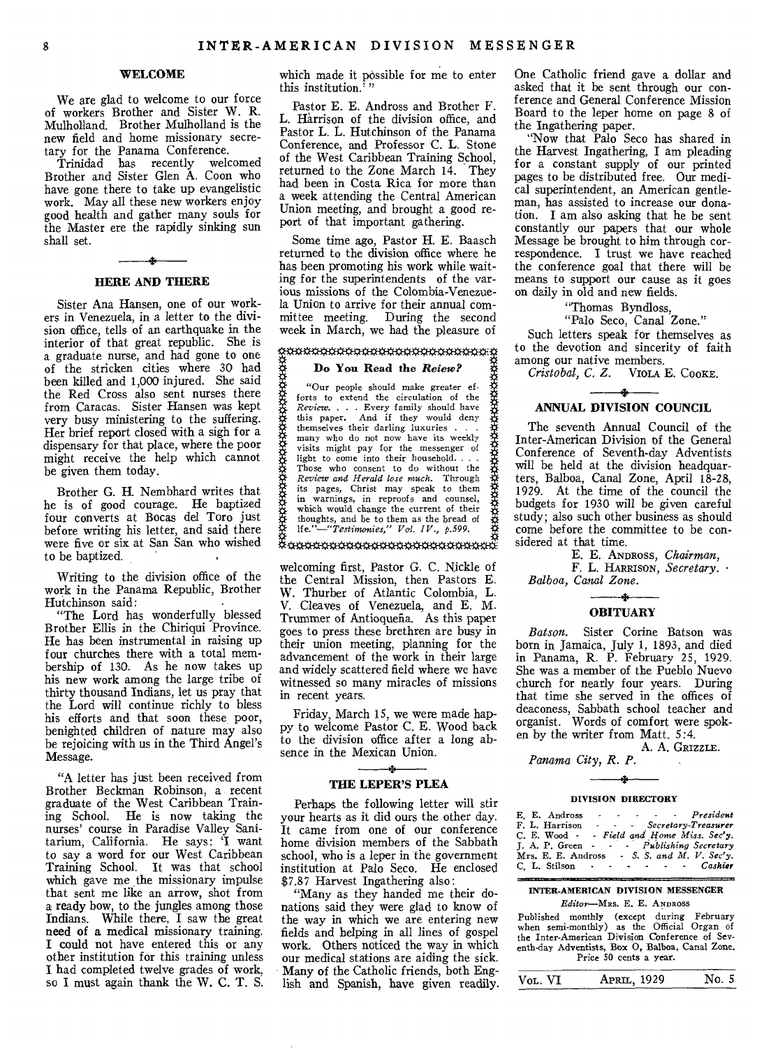## WELCOME

We are glad to welcome to our force of workers Brother and Sister W. R. Mulholland. Brother Mulholland is the new field and home missionary secretary for the Panama Conference.

Trinidad has recently welcomed Brother and Sister Glen A. Coon who have gone there to take up evangelistic work. May all these new workers enjoy good health and gather many souls for the Master ere the rapidly sinking sun shall set.

## HERE AND THERE

Sister Ana Hansen, one of our workers in Venezuela, in a letter to the division office, tells of an earthquake in the interior of that great republic. She is a graduate nurse, and had gone to one of the stricken cities where 30 had been killed and 1,000 injured. She said the Red Cross also sent nurses there from Caracas. Sister Hansen was kept very busy ministering to the suffering. Her brief report closed with a sigh for a dispensary for that place, where the poor might receive the help which cannot be given them today.

Brother G. H. Nembhard writes that he is of good courage. He baptized four converts at Bocas del Toro just before writing his letter, and said there were five or six at San San who wished to be baptized.

Writing to the division office of the work in the Panama Republic, Brother Hutchinson said:

"The Lord has wonderfully blessed Brother Ellis in the Chiriqui Province. He has been instrumental in raising up four churches there with a total membership of 130. As he now takes up his new work among the large tribe of thirty thousand Indians, let us pray that the Lord will continue richly to bless his efforts and that soon these poor, benighted children of nature may also be rejoicing with us in the Third Angel's Message.

"A letter has just been received from Brother Beckman Robinson, a recent graduate of the West Caribbean Training School. He is now taking the nurses' course in Paradise Valley Sanitarium, California. He says: 'I want to say a word for our West Caribbean Training School. It was that school which gave me the missionary impulse that sent me like an arrow, shot from a ready bow, to the jungles among those Indians. While there, I saw the great need of a medical missionary training. I could not have entered this or any other institution for this training unless I had completed twelve grades of work, so I must again thank the W. C. T. S. which made it possible for me to enter this institution.'"

Pastor E. E. Andross and Brother F. L. Harrison of the division office, and Pastor L. L. Hutchinson of the Panama Conference, and Professor C. L. Stone of the West Caribbean Training School, returned to the Zone March 14. They had been in Costa Rica for more than a week attending the Central American Union meeting, and brought a good report of that important gathering.

Some time ago, Pastor H. E. Baasch returned to the division office where he has been promoting his work while waiting for the superintendents of the various missions of the Colombia-Venezuela Union to arrive for their annual committee meeting. During the second week in March, we had the pleasure of welcoming first, Pastor G. C. Nickle of the Central Mission, then Pastors E. W. Thurber of Atlantic Colombia, L. V. Cleaves of Venezuela, and E. M. Trummer of Antioqueña. As this paper goes to press these brethren are busy in their union meeting, planning for the advancement of the work in their large and widely scattered field where we have witnessed so many miracles of missions in recent years.

Friday, March 15, we were made happy to welcome Pastor C. E. Wood back to the division office after a long absence in the Mexican Union.

### Do You Read the *Review?*

"Our people should make greater efforts to extend the circulation of the *Review*. . . . Every family should have this paper. And if they would deny themselves their darling luxuries . . . many who do not now have its weekly visits might pay for the messenger of light to come into their household. . . . Those who consent to do without the *Review and Herald lose much*. Through its pages, Christ may speak to them in warnings, in reproofs and counsel, which would change the current of their thoughts, and be to them as the bread of life."—*"Testimonies," Vol. IV., p.599.*

## THE LEPER'S PLEA

Perhaps the following letter will stir your hearts as it did ours the other day. It came from one of our conference home division members of the Sabbath school, who is a leper in the government institution at Palo Seco. He enclosed $7.87 Harvest Ingathering also:

"Many as they handed me their donations said they were glad to know of the way in which we are entering new fields and helping in all lines of gospel work. Others noticed the way in which our medical stations are aiding the sick. Many of the Catholic friends, both English and Spanish, have given readily. One Catholic friend gave a dollar and asked that it be sent through our conference and General Conference Mission Board to the leper home on page 8 of the Ingathering paper.

"Now that Palo Seco has shared in the Harvest Ingathering, I am pleading for a constant supply of our printed pages to be distributed free. Our medical superintendent, an American gentleman, has assisted to increase our donation. I am also asking that he be sent constantly our papers that our whole Message be brought to him through correspondence. I trust we have reached the conference goal that there will be means to support our cause as it goes on daily in old and new fields.

"Thomas Byndloss,
"Palo Seco, Canal Zone."

Such letters speak for themselves as to the devotion and sincerity of faith among our native members.

*Cristobal, C. Z.* VIOLA E. COOKE.

## ANNUAL DIVISION COUNCIL

The seventh Annual Council of the Inter-American Division of the General Conference of Seventh-day Adventists will be held at the division headquarters, Balboa, Canal Zone, April 18-28, 1929. At the time of the council the budgets for 1930 will be given careful study; also such other business as should come before the committee to be considered at that time.

E. E. ANDROSS, *Chairman,*
F. L. HARRISON, *Secretary.*
*Balboa, Canal Zone.*

## OBITUARY

*Batson.* Sister Corine Batson was born in Jamaica, July 1, 1893, and died in Panama, R. P. February 25, 1929. She was a member of the Pueblo Nuevo church for nearly four years. During that time she served in the offices of deaconess, Sabbath school teacher and organist. Words of comfort were spoken by the writer from Matt. 5:4.

A. A. GRIZZLE.
*Panama City, R. P.*

### DIVISION DIRECTORY

| | |
|---|---|
| E. E. Andross | *President* |
| F. L. Harrison | *Secretary-Treasurer* |
| C. E. Wood | *Field and Home Miss. Sec'y.* |
| J. A. P. Green | *Publishing Secretary* |
| Mrs. E. E. Andross | *S. S. and M. V. Sec'y.* |
| C. L. Stilson | *Cashier* |

### INTER-AMERICAN DIVISION MESSENGER

*Editor*—MRS. E. E. ANDROSS

Published monthly (except during February when semi-monthly) as the Official Organ of the Inter-American Division Conference of Seventh-day Adventists, Box O, Balboa, Canal Zone. Price 50 cents a year.

VOL. VI APRIL, 1929 No. 5